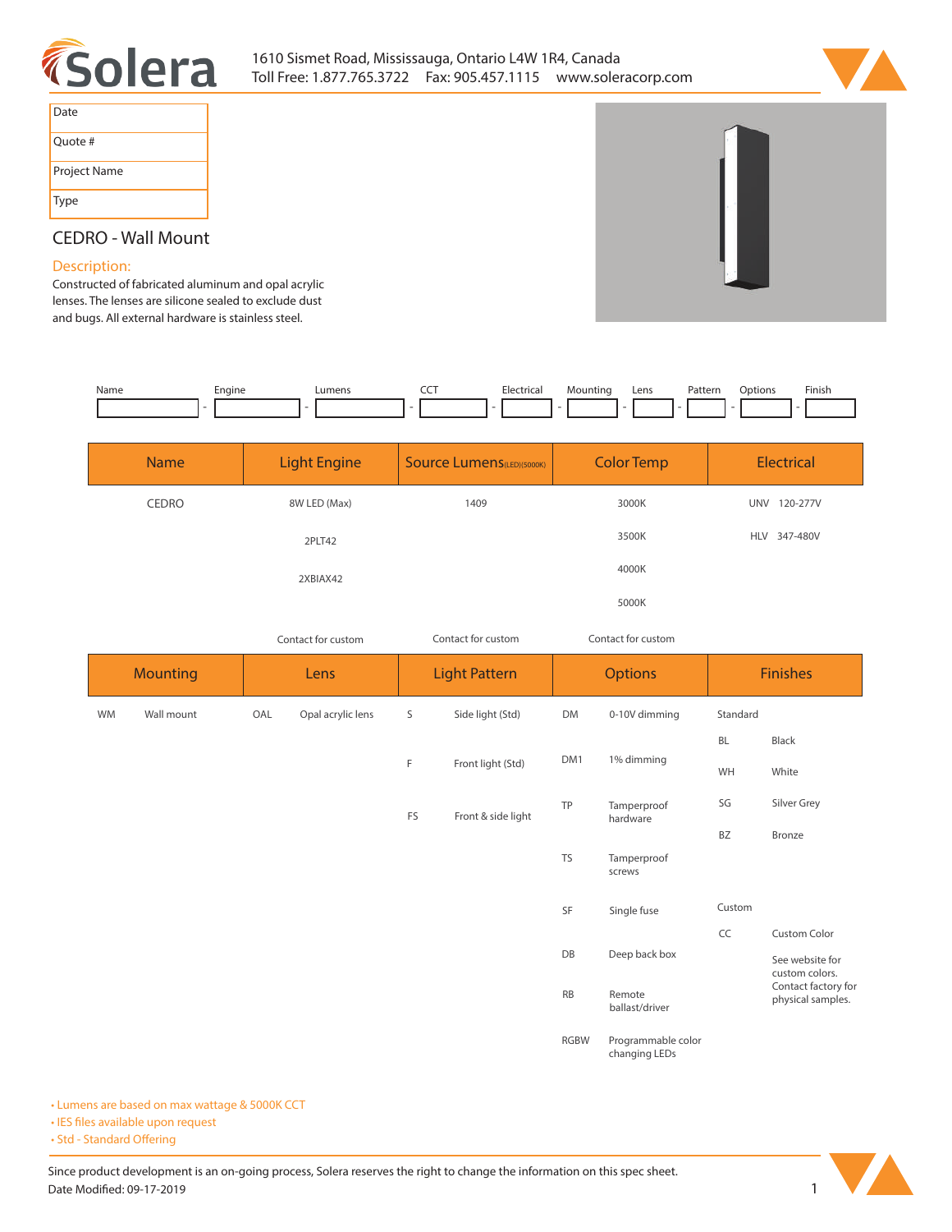Solera

1610 Sismet Road, Mississauga, Ontario L4W 1R4, Canada
Toll Free: 1.877.765.3722 Fax: 905.457.1115 www.soleracorp.com

| Date | |
|---|---|
| Quote # | |
| Project Name | |
| Type | |

# CEDRO - Wall Mount

## Description:

Constructed of fabricated aluminum and opal acrylic lenses. The lenses are silicone sealed to exclude dust and bugs. All external hardware is stainless steel.

| Name | Engine | Lumens | CCT | Electrical | Mounting | Lens | Pattern | Options | Finish |
|---|---|---|---|---|---|---|---|---|---|
| | | | | | | | | | |

| Name | Light Engine | Source Lumens (LED)(5000K) | Color Temp | Electrical |
|---|---|---|---|---|
| CEDRO | 8W LED (Max) | 1409 | 3000K | UNV 120-277V |
| | 2PLT42 | | 3500K | HLV 347-480V |
| | 2XBIAX42 | | 4000K | |
| | | | 5000K | |
| | Contact for custom | Contact for custom | Contact for custom | |

| Mounting | | Lens | | Light Pattern | | Options | | Finishes | |
|---|---|---|---|---|---|---|---|---|---|
| WM | Wall mount | OAL | Opal acrylic lens | S | Side light (Std) | DM | 0-10V dimming | Standard | |
| | | | | | | | | BL | Black |
| | | | | F | Front light (Std) | DM1 | 1% dimming | WH | White |
| | | | | FS | Front & side light | TP | Tamperproof hardware | SG | Silver Grey |
| | | | | | | | | BZ | Bronze |
| | | | | | | TS | Tamperproof screws | | |
| | | | | | | SF | Single fuse | Custom | |
| | | | | | | | | CC | Custom Color |
| | | | | | | DB | Deep back box | | See website for custom colors. Contact factory for physical samples. |
| | | | | | | RB | Remote ballast/driver | | |
| | | | | | | RGBW | Programmable color changing LEDs | | |

- Lumens are based on max wattage & 5000K CCT
- IES files available upon request
- Std - Standard Offering

Since product development is an on-going process, Solera reserves the right to change the information on this spec sheet.
Date Modified: 09-17-2019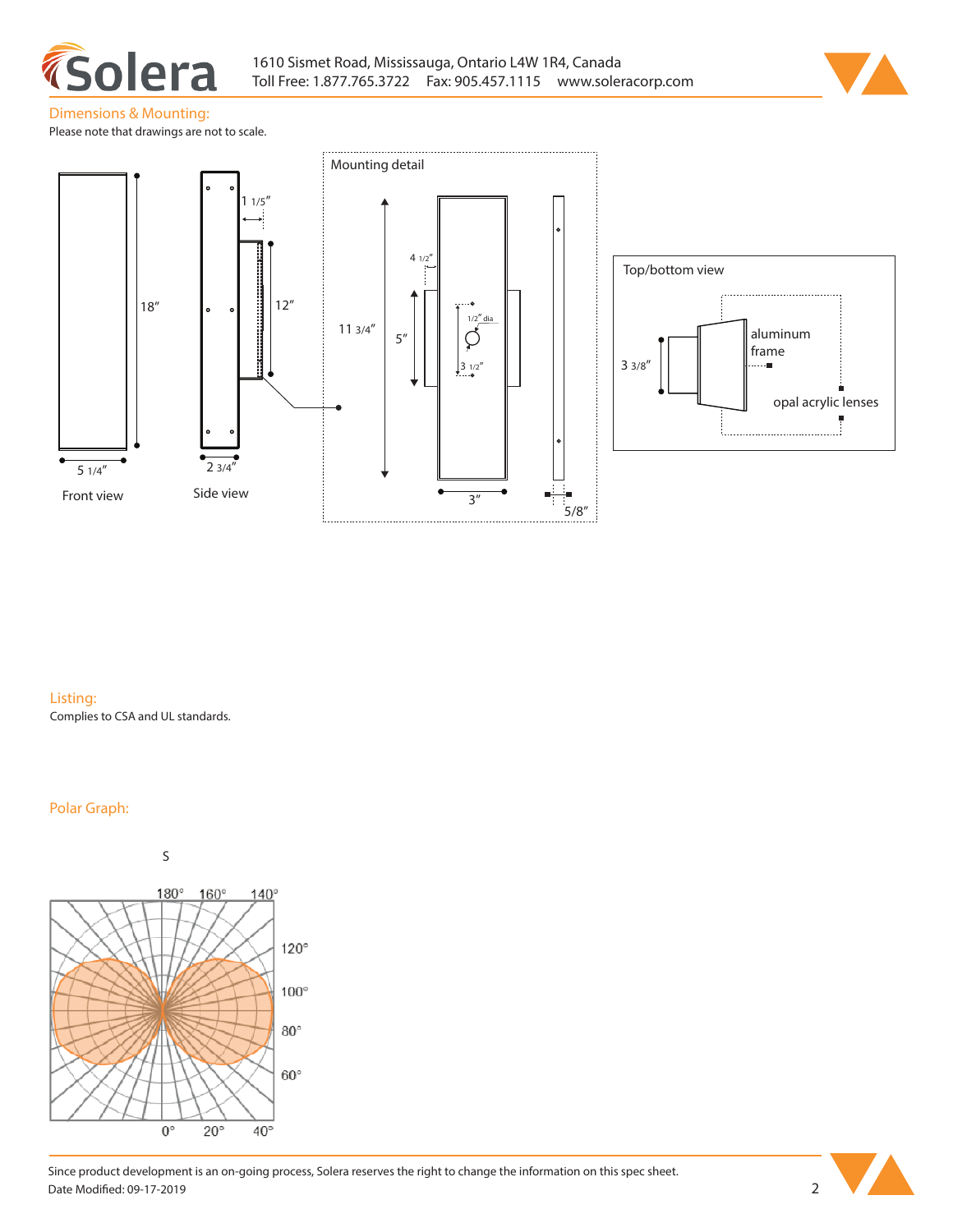Solera

1610 Sismet Road, Mississauga, Ontario L4W 1R4, Canada
Toll Free: 1.877.765.3722 Fax: 905.457.1115 www.soleracorp.com

## Dimensions & Mounting:

Please note that drawings are not to scale.

18″

5 1/4″

Front view

1 1/5″

12″

2 3/4″

Side view

Mounting detail

4 1/2″

11 3/4″

5″

1/2″ dia

3 1/2″

3″

5/8″

Top/bottom view

3 3/8″

aluminum frame

opal acrylic lenses

## Listing:

Complies to CSA and UL standards.

## Polar Graph:

S

180° 160° 140°

120°

100°

80°

60°

0° 20° 40°

Since product development is an on-going process, Solera reserves the right to change the information on this spec sheet.
Date Modified: 09-17-2019